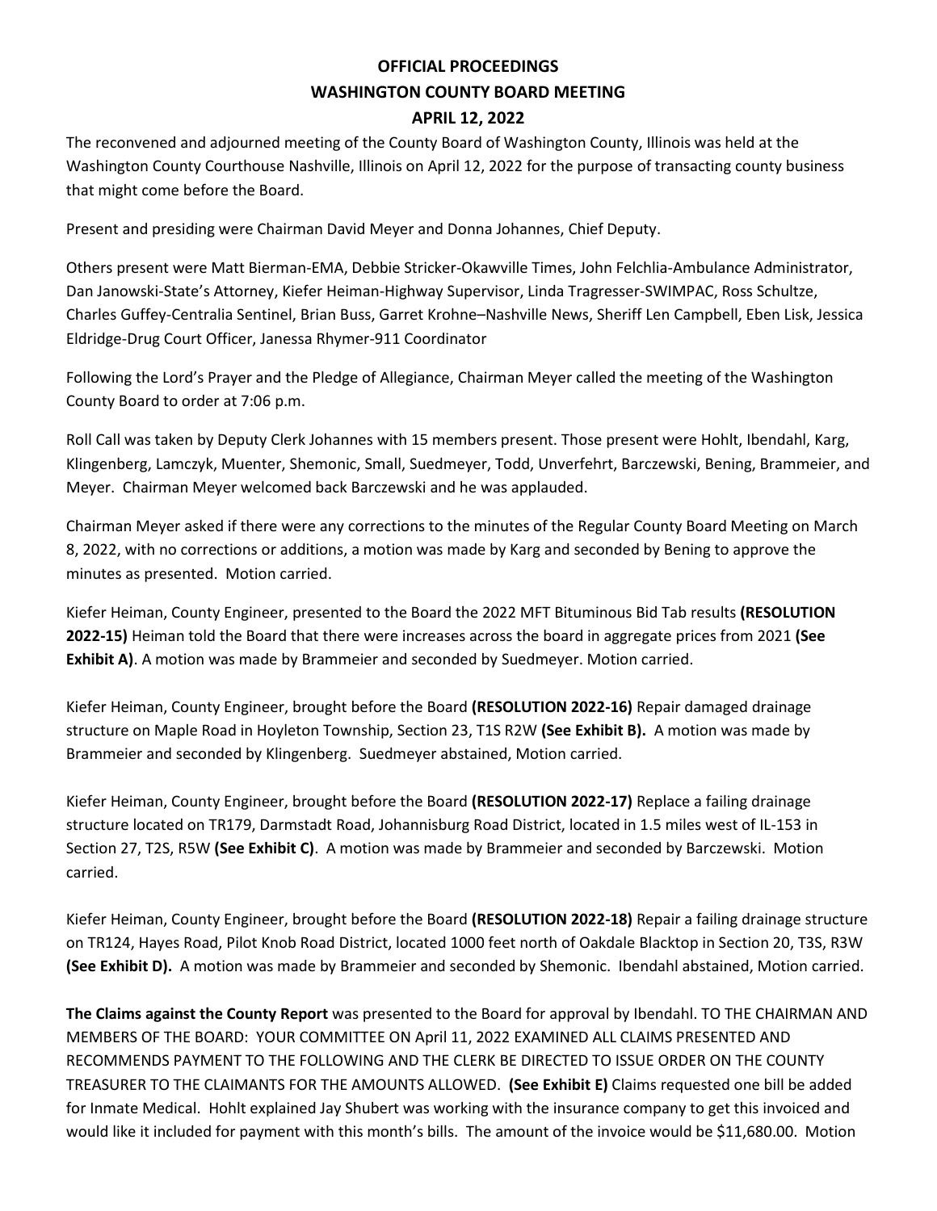# OFFICIAL PROCEEDINGS
# WASHINGTON COUNTY BOARD MEETING
# APRIL 12, 2022

The reconvened and adjourned meeting of the County Board of Washington County, Illinois was held at the Washington County Courthouse Nashville, Illinois on April 12, 2022 for the purpose of transacting county business that might come before the Board.

Present and presiding were Chairman David Meyer and Donna Johannes, Chief Deputy.

Others present were Matt Bierman-EMA, Debbie Stricker-Okawville Times, John Felchlia-Ambulance Administrator, Dan Janowski-State's Attorney, Kiefer Heiman-Highway Supervisor, Linda Tragresser-SWIMPAC, Ross Schultze, Charles Guffey-Centralia Sentinel, Brian Buss, Garret Krohne–Nashville News, Sheriff Len Campbell, Eben Lisk, Jessica Eldridge-Drug Court Officer, Janessa Rhymer-911 Coordinator

Following the Lord's Prayer and the Pledge of Allegiance, Chairman Meyer called the meeting of the Washington County Board to order at 7:06 p.m.

Roll Call was taken by Deputy Clerk Johannes with 15 members present. Those present were Hohlt, Ibendahl, Karg, Klingenberg, Lamczyk, Muenter, Shemonic, Small, Suedmeyer, Todd, Unverfehrt, Barczewski, Bening, Brammeier, and Meyer. Chairman Meyer welcomed back Barczewski and he was applauded.

Chairman Meyer asked if there were any corrections to the minutes of the Regular County Board Meeting on March 8, 2022, with no corrections or additions, a motion was made by Karg and seconded by Bening to approve the minutes as presented. Motion carried.

Kiefer Heiman, County Engineer, presented to the Board the 2022 MFT Bituminous Bid Tab results **(RESOLUTION 2022-15)** Heiman told the Board that there were increases across the board in aggregate prices from 2021 **(See Exhibit A)**. A motion was made by Brammeier and seconded by Suedmeyer. Motion carried.

Kiefer Heiman, County Engineer, brought before the Board **(RESOLUTION 2022-16)** Repair damaged drainage structure on Maple Road in Hoyleton Township, Section 23, T1S R2W **(See Exhibit B).** A motion was made by Brammeier and seconded by Klingenberg. Suedmeyer abstained, Motion carried.

Kiefer Heiman, County Engineer, brought before the Board **(RESOLUTION 2022-17)** Replace a failing drainage structure located on TR179, Darmstadt Road, Johannisburg Road District, located in 1.5 miles west of IL-153 in Section 27, T2S, R5W **(See Exhibit C)**. A motion was made by Brammeier and seconded by Barczewski. Motion carried.

Kiefer Heiman, County Engineer, brought before the Board **(RESOLUTION 2022-18)** Repair a failing drainage structure on TR124, Hayes Road, Pilot Knob Road District, located 1000 feet north of Oakdale Blacktop in Section 20, T3S, R3W **(See Exhibit D).** A motion was made by Brammeier and seconded by Shemonic. Ibendahl abstained, Motion carried.

**The Claims against the County Report** was presented to the Board for approval by Ibendahl. TO THE CHAIRMAN AND MEMBERS OF THE BOARD: YOUR COMMITTEE ON April 11, 2022 EXAMINED ALL CLAIMS PRESENTED AND RECOMMENDS PAYMENT TO THE FOLLOWING AND THE CLERK BE DIRECTED TO ISSUE ORDER ON THE COUNTY TREASURER TO THE CLAIMANTS FOR THE AMOUNTS ALLOWED. **(See Exhibit E)** Claims requested one bill be added for Inmate Medical. Hohlt explained Jay Shubert was working with the insurance company to get this invoiced and would like it included for payment with this month's bills. The amount of the invoice would be $11,680.00. Motion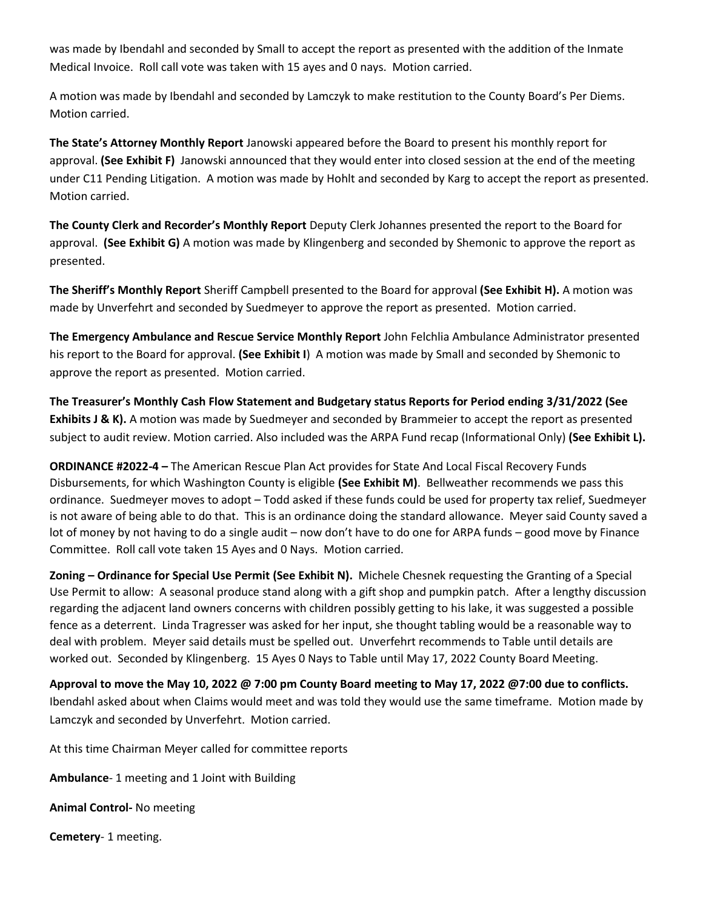was made by Ibendahl and seconded by Small to accept the report as presented with the addition of the Inmate Medical Invoice. Roll call vote was taken with 15 ayes and 0 nays. Motion carried.

A motion was made by Ibendahl and seconded by Lamczyk to make restitution to the County Board's Per Diems. Motion carried.

**The State's Attorney Monthly Report** Janowski appeared before the Board to present his monthly report for approval. **(See Exhibit F)** Janowski announced that they would enter into closed session at the end of the meeting under C11 Pending Litigation. A motion was made by Hohlt and seconded by Karg to accept the report as presented. Motion carried.

**The County Clerk and Recorder's Monthly Report** Deputy Clerk Johannes presented the report to the Board for approval. **(See Exhibit G)** A motion was made by Klingenberg and seconded by Shemonic to approve the report as presented.

**The Sheriff's Monthly Report** Sheriff Campbell presented to the Board for approval **(See Exhibit H).** A motion was made by Unverfehrt and seconded by Suedmeyer to approve the report as presented. Motion carried.

**The Emergency Ambulance and Rescue Service Monthly Report** John Felchlia Ambulance Administrator presented his report to the Board for approval. **(See Exhibit I**) A motion was made by Small and seconded by Shemonic to approve the report as presented. Motion carried.

**The Treasurer's Monthly Cash Flow Statement and Budgetary status Reports for Period ending 3/31/2022 (See Exhibits J & K).** A motion was made by Suedmeyer and seconded by Brammeier to accept the report as presented subject to audit review. Motion carried. Also included was the ARPA Fund recap (Informational Only) **(See Exhibit L).**

**ORDINANCE #2022-4 –** The American Rescue Plan Act provides for State And Local Fiscal Recovery Funds Disbursements, for which Washington County is eligible **(See Exhibit M)**. Bellweather recommends we pass this ordinance. Suedmeyer moves to adopt – Todd asked if these funds could be used for property tax relief, Suedmeyer is not aware of being able to do that. This is an ordinance doing the standard allowance. Meyer said County saved a lot of money by not having to do a single audit – now don't have to do one for ARPA funds – good move by Finance Committee. Roll call vote taken 15 Ayes and 0 Nays. Motion carried.

**Zoning – Ordinance for Special Use Permit (See Exhibit N).** Michele Chesnek requesting the Granting of a Special Use Permit to allow: A seasonal produce stand along with a gift shop and pumpkin patch. After a lengthy discussion regarding the adjacent land owners concerns with children possibly getting to his lake, it was suggested a possible fence as a deterrent. Linda Tragresser was asked for her input, she thought tabling would be a reasonable way to deal with problem. Meyer said details must be spelled out. Unverfehrt recommends to Table until details are worked out. Seconded by Klingenberg. 15 Ayes 0 Nays to Table until May 17, 2022 County Board Meeting.

**Approval to move the May 10, 2022 @ 7:00 pm County Board meeting to May 17, 2022 @7:00 due to conflicts.** Ibendahl asked about when Claims would meet and was told they would use the same timeframe. Motion made by Lamczyk and seconded by Unverfehrt. Motion carried.

At this time Chairman Meyer called for committee reports

**Ambulance**- 1 meeting and 1 Joint with Building

**Animal Control-** No meeting

**Cemetery**- 1 meeting.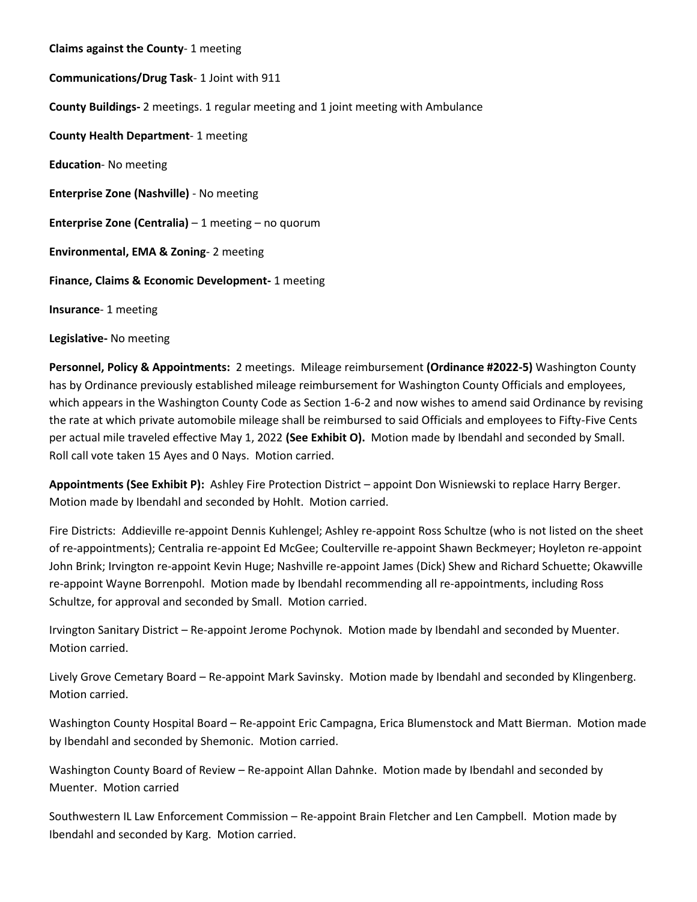**Claims against the County**- 1 meeting

**Communications/Drug Task**- 1 Joint with 911

**County Buildings-** 2 meetings. 1 regular meeting and 1 joint meeting with Ambulance

**County Health Department**- 1 meeting

**Education**- No meeting

**Enterprise Zone (Nashville)** - No meeting

**Enterprise Zone (Centralia)** – 1 meeting – no quorum

**Environmental, EMA & Zoning**- 2 meeting

**Finance, Claims & Economic Development-** 1 meeting

**Insurance**- 1 meeting

**Legislative-** No meeting

**Personnel, Policy & Appointments:** 2 meetings. Mileage reimbursement **(Ordinance #2022-5)** Washington County has by Ordinance previously established mileage reimbursement for Washington County Officials and employees, which appears in the Washington County Code as Section 1-6-2 and now wishes to amend said Ordinance by revising the rate at which private automobile mileage shall be reimbursed to said Officials and employees to Fifty-Five Cents per actual mile traveled effective May 1, 2022 **(See Exhibit O).** Motion made by Ibendahl and seconded by Small. Roll call vote taken 15 Ayes and 0 Nays. Motion carried.

**Appointments (See Exhibit P):** Ashley Fire Protection District – appoint Don Wisniewski to replace Harry Berger. Motion made by Ibendahl and seconded by Hohlt. Motion carried.

Fire Districts: Addieville re-appoint Dennis Kuhlengel; Ashley re-appoint Ross Schultze (who is not listed on the sheet of re-appointments); Centralia re-appoint Ed McGee; Coulterville re-appoint Shawn Beckmeyer; Hoyleton re-appoint John Brink; Irvington re-appoint Kevin Huge; Nashville re-appoint James (Dick) Shew and Richard Schuette; Okawville re-appoint Wayne Borrenpohl. Motion made by Ibendahl recommending all re-appointments, including Ross Schultze, for approval and seconded by Small. Motion carried.

Irvington Sanitary District – Re-appoint Jerome Pochynok. Motion made by Ibendahl and seconded by Muenter. Motion carried.

Lively Grove Cemetary Board – Re-appoint Mark Savinsky. Motion made by Ibendahl and seconded by Klingenberg. Motion carried.

Washington County Hospital Board – Re-appoint Eric Campagna, Erica Blumenstock and Matt Bierman. Motion made by Ibendahl and seconded by Shemonic. Motion carried.

Washington County Board of Review – Re-appoint Allan Dahnke. Motion made by Ibendahl and seconded by Muenter. Motion carried

Southwestern IL Law Enforcement Commission – Re-appoint Brain Fletcher and Len Campbell. Motion made by Ibendahl and seconded by Karg. Motion carried.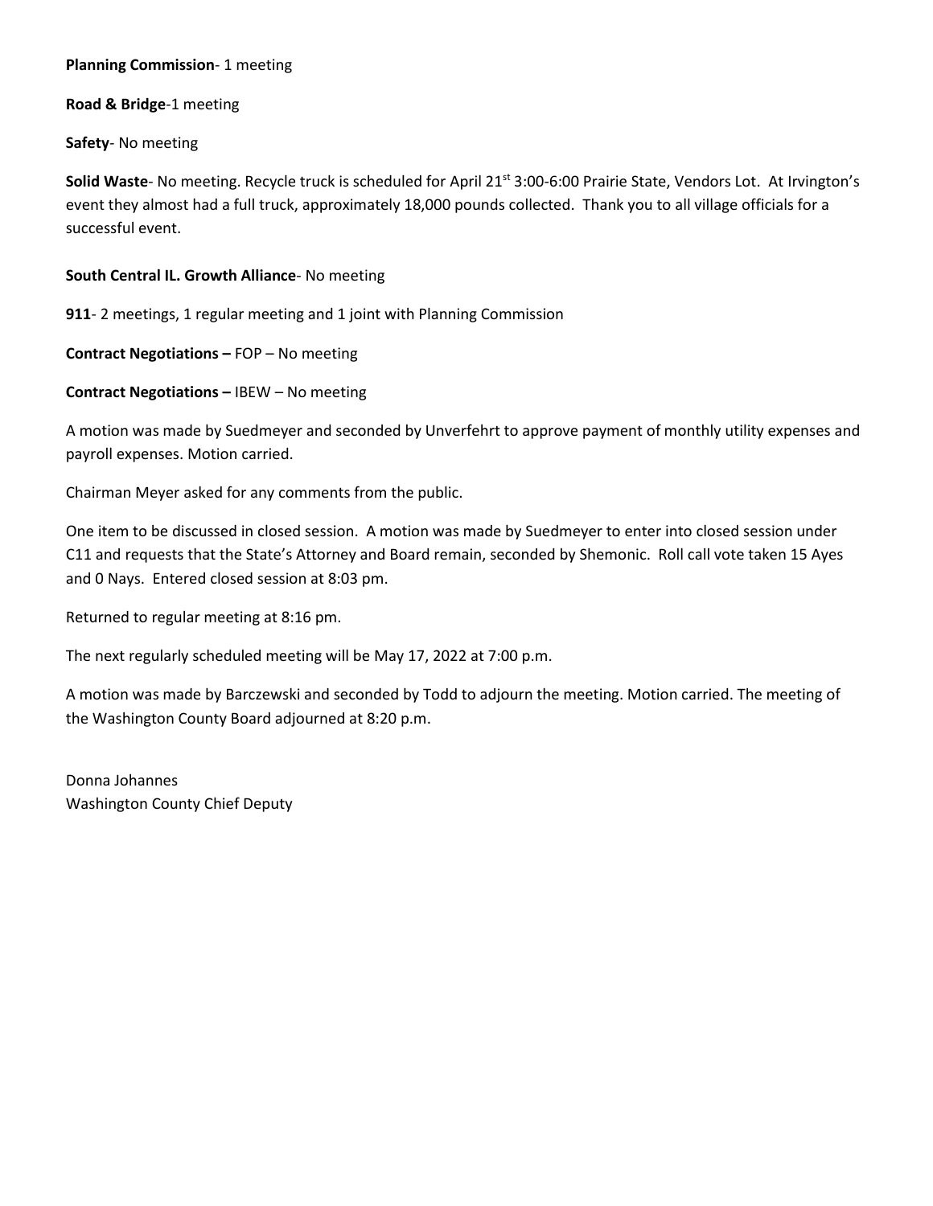**Planning Commission**- 1 meeting

**Road & Bridge**-1 meeting

**Safety**- No meeting

**Solid Waste**- No meeting. Recycle truck is scheduled for April 21st 3:00-6:00 Prairie State, Vendors Lot. At Irvington's event they almost had a full truck, approximately 18,000 pounds collected. Thank you to all village officials for a successful event.

**South Central IL. Growth Alliance**- No meeting

**911**- 2 meetings, 1 regular meeting and 1 joint with Planning Commission

**Contract Negotiations –** FOP – No meeting

**Contract Negotiations –** IBEW – No meeting

A motion was made by Suedmeyer and seconded by Unverfehrt to approve payment of monthly utility expenses and payroll expenses. Motion carried.

Chairman Meyer asked for any comments from the public.

One item to be discussed in closed session. A motion was made by Suedmeyer to enter into closed session under C11 and requests that the State's Attorney and Board remain, seconded by Shemonic. Roll call vote taken 15 Ayes and 0 Nays. Entered closed session at 8:03 pm.

Returned to regular meeting at 8:16 pm.

The next regularly scheduled meeting will be May 17, 2022 at 7:00 p.m.

A motion was made by Barczewski and seconded by Todd to adjourn the meeting. Motion carried. The meeting of the Washington County Board adjourned at 8:20 p.m.

Donna Johannes
Washington County Chief Deputy